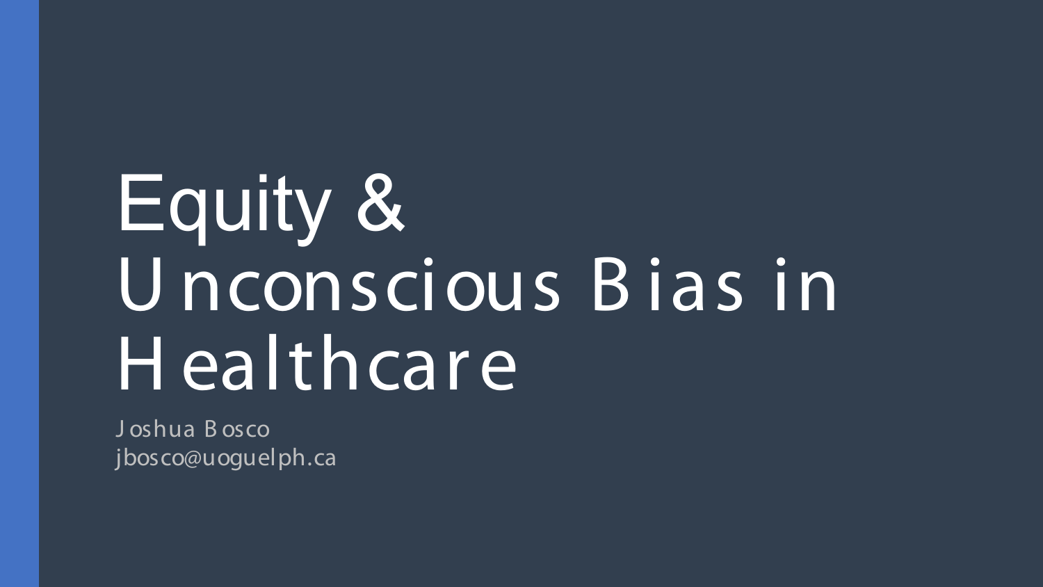# Equity & Unconscious Bias in Healthcare

Joshua Bosco
jbosco@uoguelph.ca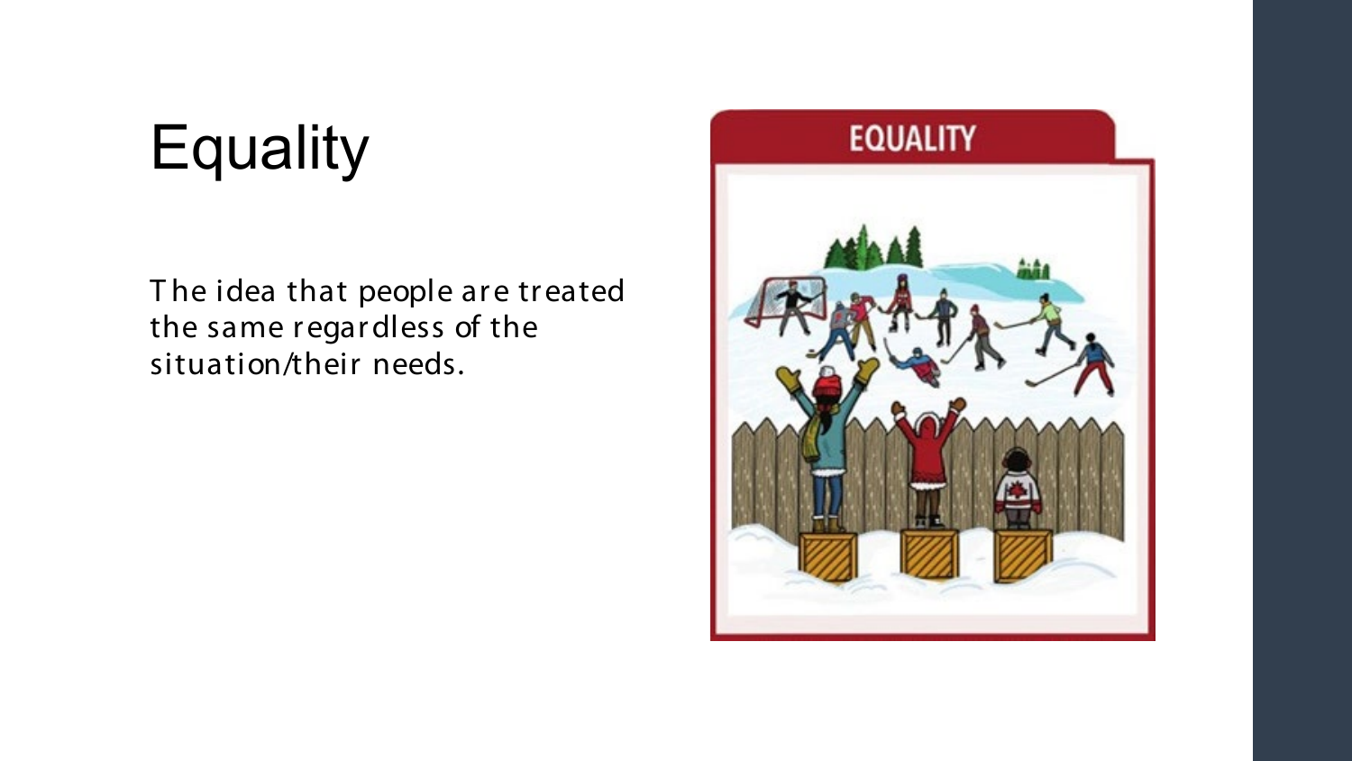# Equality

The idea that people are treated the same regardless of the situation/their needs.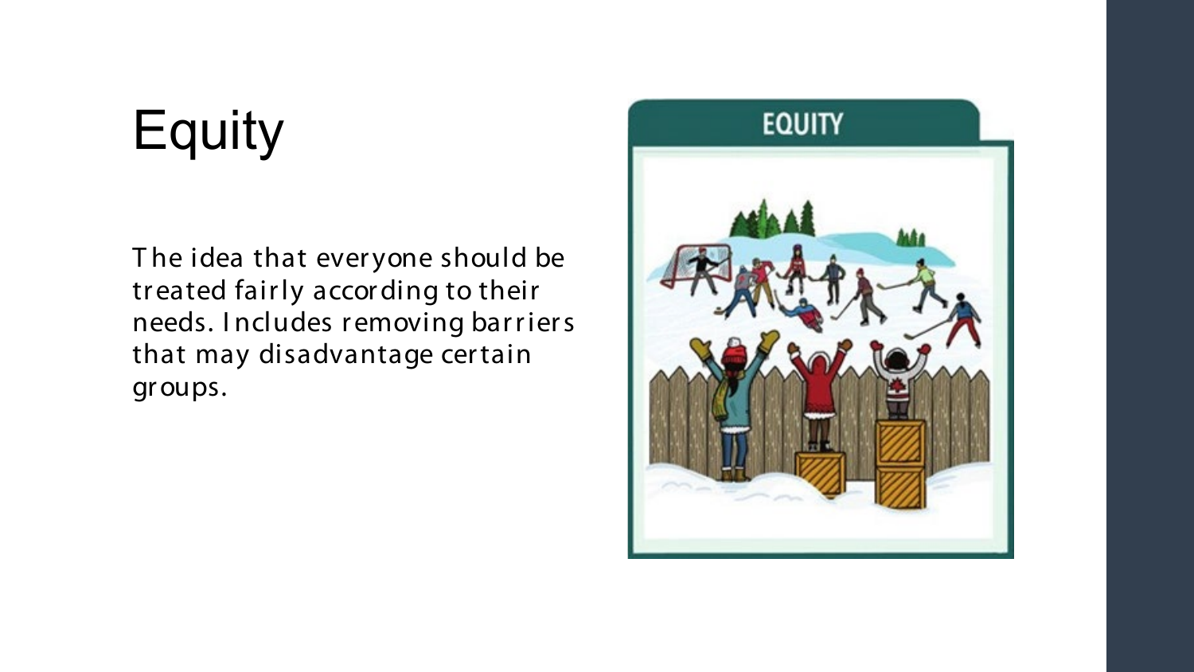# Equity

The idea that everyone should be treated fairly according to their needs. Includes removing barriers that may disadvantage certain groups.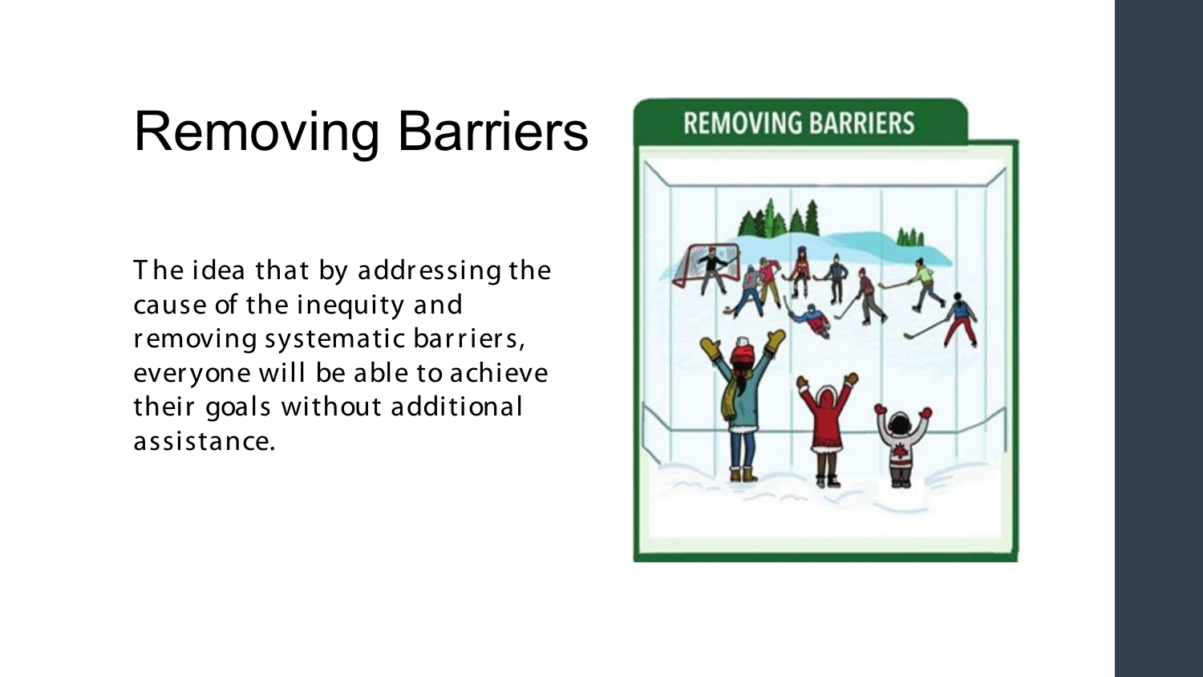# Removing Barriers

The idea that by addressing the cause of the inequity and removing systematic barriers, everyone will be able to achieve their goals without additional assistance.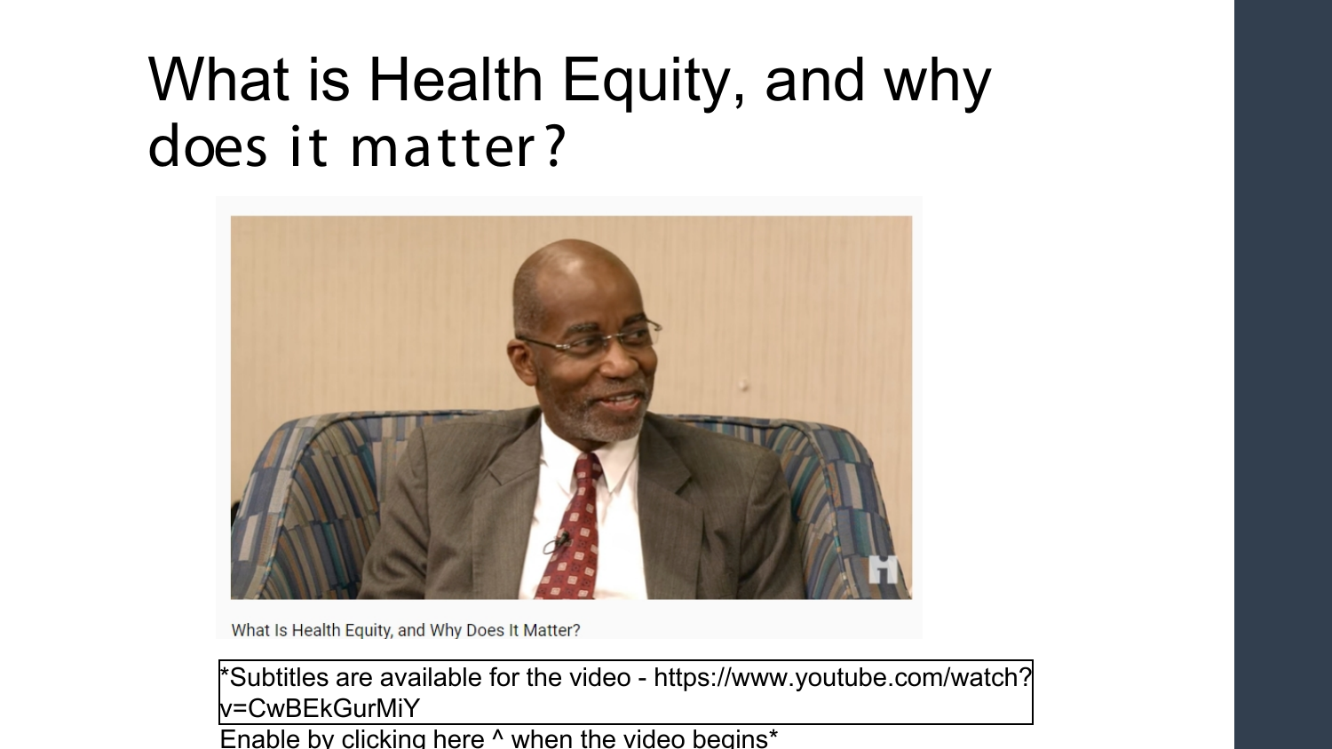# What is Health Equity, and why does it matter?

What Is Health Equity, and Why Does It Matter?

*Subtitles are available for the video - https://www.youtube.com/watch?v=CwBEkGurMiY

Enable by clicking here ^ when the video begins*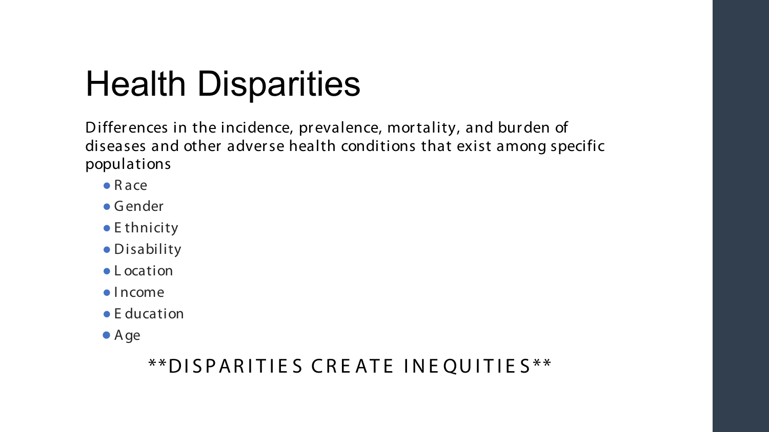# Health Disparities

Differences in the incidence, prevalence, mortality, and burden of diseases and other adverse health conditions that exist among specific populations

- Race
- Gender
- Ethnicity
- Disability
- Location
- Income
- Education
- Age

**DISPARITIES CREATE INEQUITIES**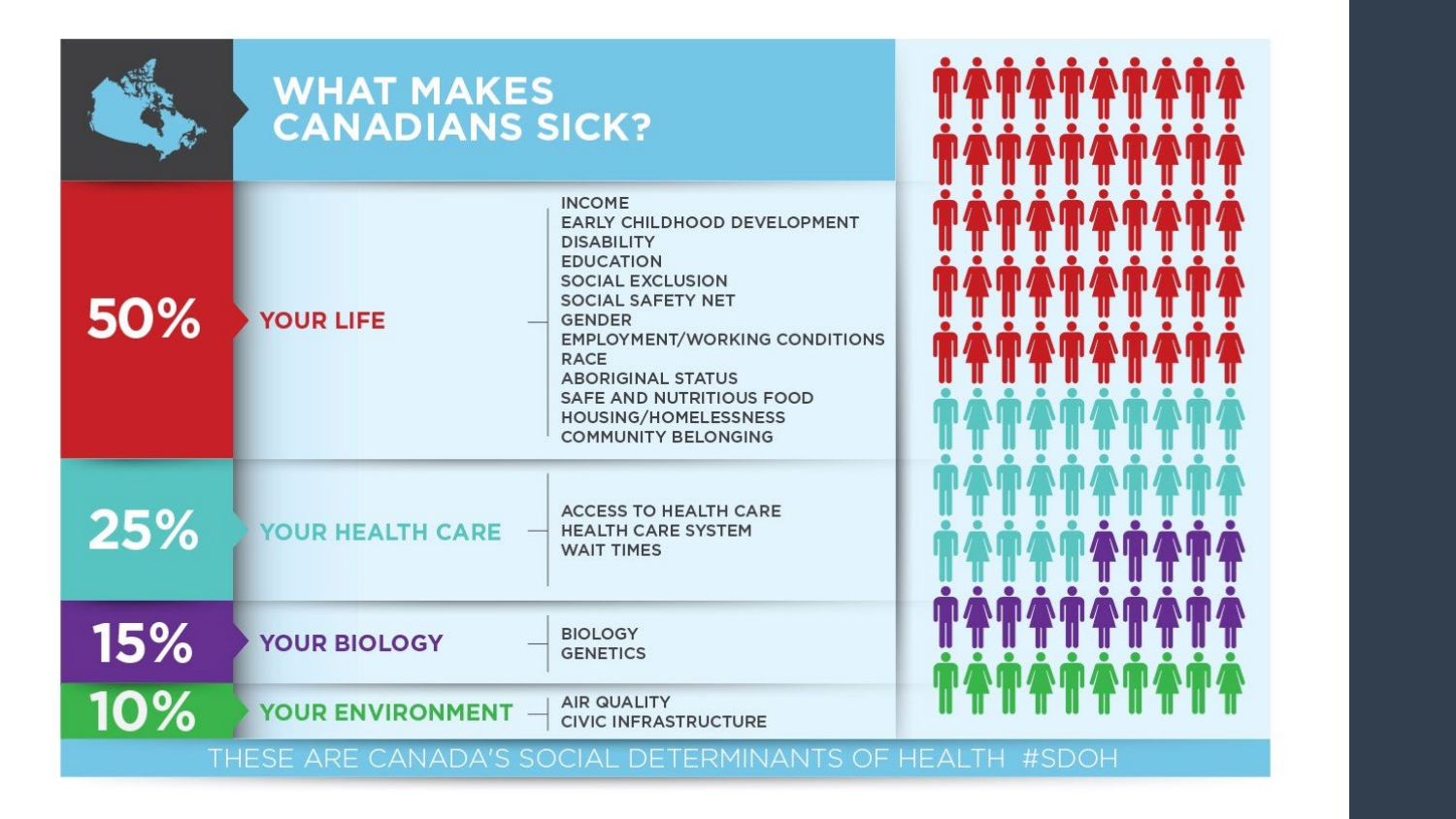# WHAT MAKES CANADIANS SICK?

| | | |
|---|---|---|
| **50%** | **YOUR LIFE** | INCOME<br>EARLY CHILDHOOD DEVELOPMENT<br>DISABILITY<br>EDUCATION<br>SOCIAL EXCLUSION<br>SOCIAL SAFETY NET<br>GENDER<br>EMPLOYMENT/WORKING CONDITIONS<br>RACE<br>ABORIGINAL STATUS<br>SAFE AND NUTRITIOUS FOOD<br>HOUSING/HOMELESSNESS<br>COMMUNITY BELONGING |
| **25%** | **YOUR HEALTH CARE** | ACCESS TO HEALTH CARE<br>HEALTH CARE SYSTEM<br>WAIT TIMES |
| **15%** | **YOUR BIOLOGY** | BIOLOGY<br>GENETICS |
| **10%** | **YOUR ENVIRONMENT** | AIR QUALITY<br>CIVIC INFRASTRUCTURE |

THESE ARE CANADA'S SOCIAL DETERMINANTS OF HEALTH #SDOH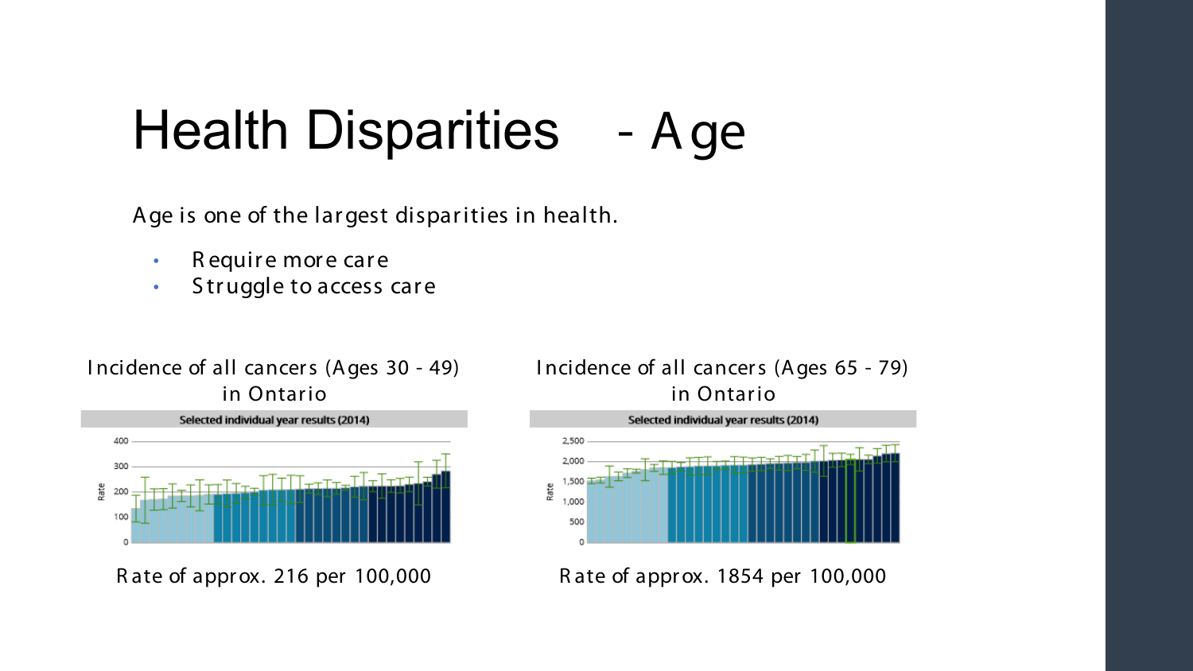# Health Disparities - Age

Age is one of the largest disparities in health.

- Require more care
- Struggle to access care

Incidence of all cancers (Ages 30 - 49) in Ontario

Selected individual year results (2014)

Rate of approx. 216 per 100,000

Incidence of all cancers (Ages 65 - 79) in Ontario

Selected individual year results (2014)

Rate of approx. 1854 per 100,000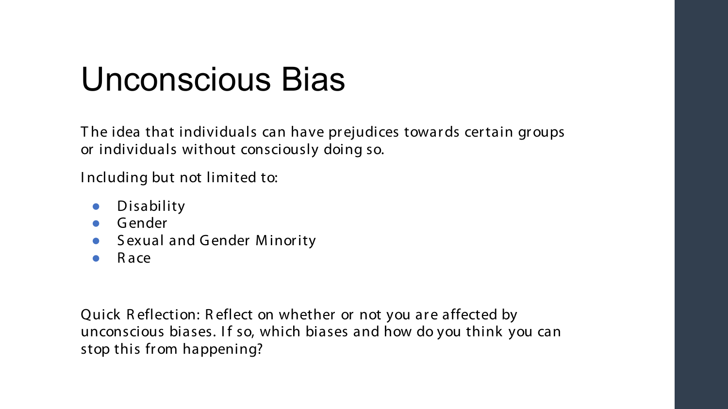# Unconscious Bias

The idea that individuals can have prejudices towards certain groups or individuals without consciously doing so.

Including but not limited to:

- Disability
- Gender
- Sexual and Gender Minority
- Race

Quick Reflection: Reflect on whether or not you are affected by unconscious biases. If so, which biases and how do you think you can stop this from happening?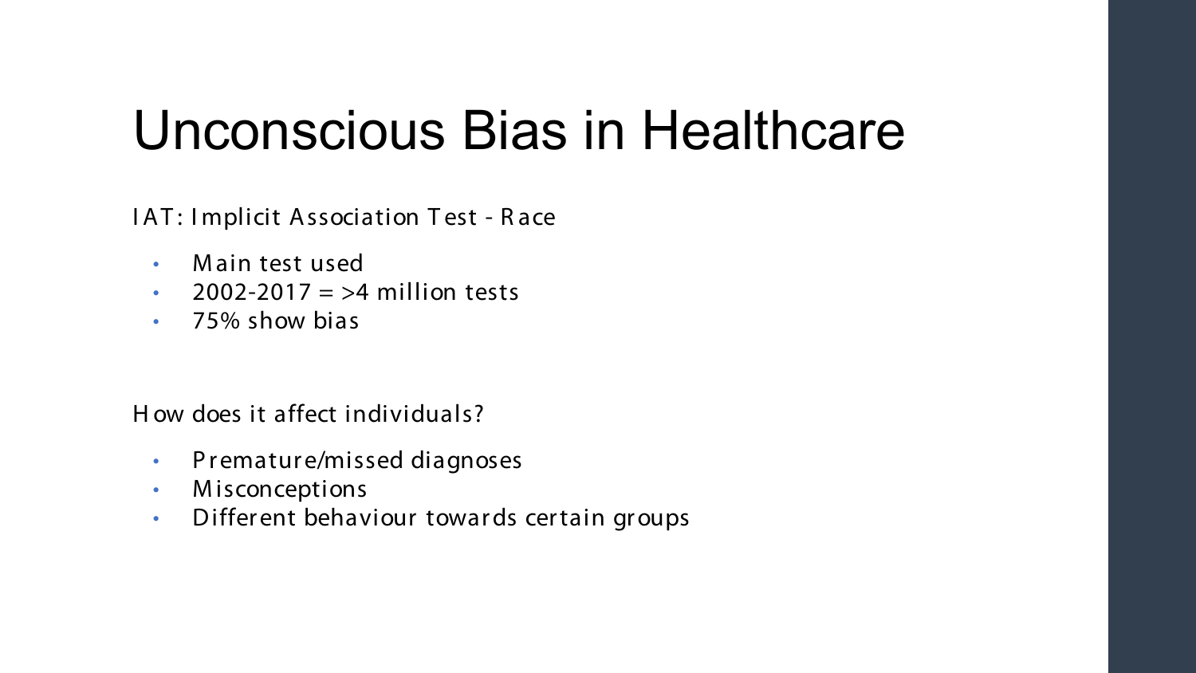# Unconscious Bias in Healthcare

IAT: Implicit Association Test - Race

- Main test used
- 2002-2017 = >4 million tests
- 75% show bias

How does it affect individuals?

- Premature/missed diagnoses
- Misconceptions
- Different behaviour towards certain groups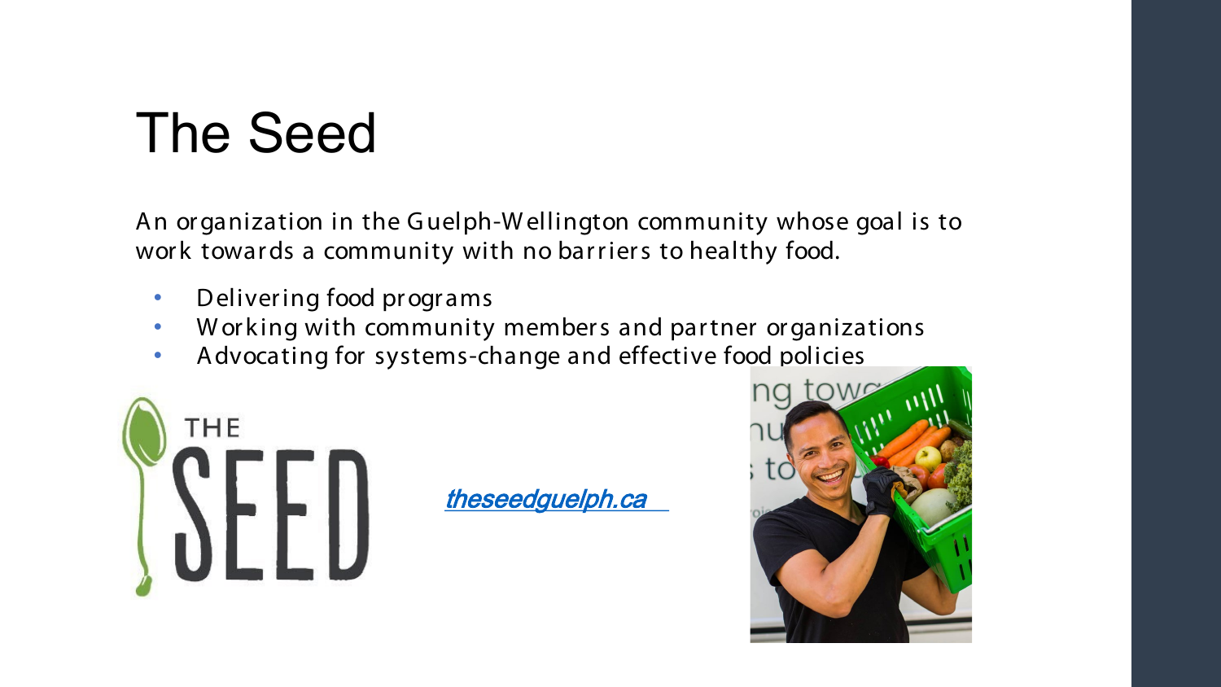# The Seed

An organization in the Guelph-Wellington community whose goal is to work towards a community with no barriers to healthy food.

- Delivering food programs
- Working with community members and partner organizations
- Advocating for systems-change and effective food policies

theseedguelph.ca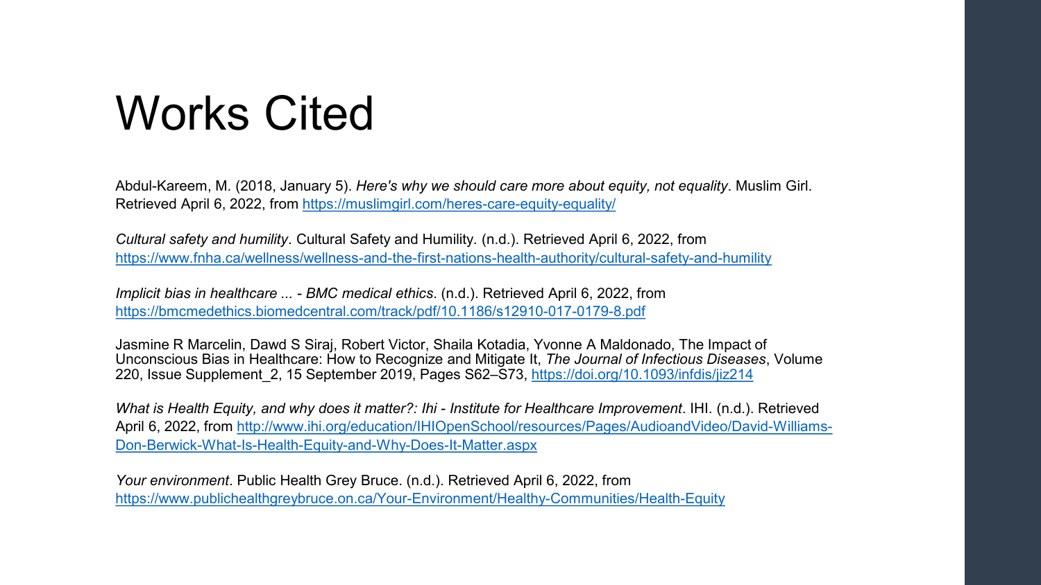# Works Cited

Abdul-Kareem, M. (2018, January 5). *Here's why we should care more about equity, not equality*. Muslim Girl. Retrieved April 6, 2022, from https://muslimgirl.com/heres-care-equity-equality/

*Cultural safety and humility*. Cultural Safety and Humility. (n.d.). Retrieved April 6, 2022, from https://www.fnha.ca/wellness/wellness-and-the-first-nations-health-authority/cultural-safety-and-humility

*Implicit bias in healthcare ... - BMC medical ethics*. (n.d.). Retrieved April 6, 2022, from https://bmcmedethics.biomedcentral.com/track/pdf/10.1186/s12910-017-0179-8.pdf

Jasmine R Marcelin, Dawd S Siraj, Robert Victor, Shaila Kotadia, Yvonne A Maldonado, The Impact of Unconscious Bias in Healthcare: How to Recognize and Mitigate It, *The Journal of Infectious Diseases*, Volume 220, Issue Supplement_2, 15 September 2019, Pages S62–S73, https://doi.org/10.1093/infdis/jiz214

*What is Health Equity, and why does it matter?: Ihi - Institute for Healthcare Improvement*. IHI. (n.d.). Retrieved April 6, 2022, from http://www.ihi.org/education/IHIOpenSchool/resources/Pages/AudioandVideo/David-Williams-Don-Berwick-What-Is-Health-Equity-and-Why-Does-It-Matter.aspx

*Your environment*. Public Health Grey Bruce. (n.d.). Retrieved April 6, 2022, from https://www.publichealthgreybruce.on.ca/Your-Environment/Healthy-Communities/Health-Equity